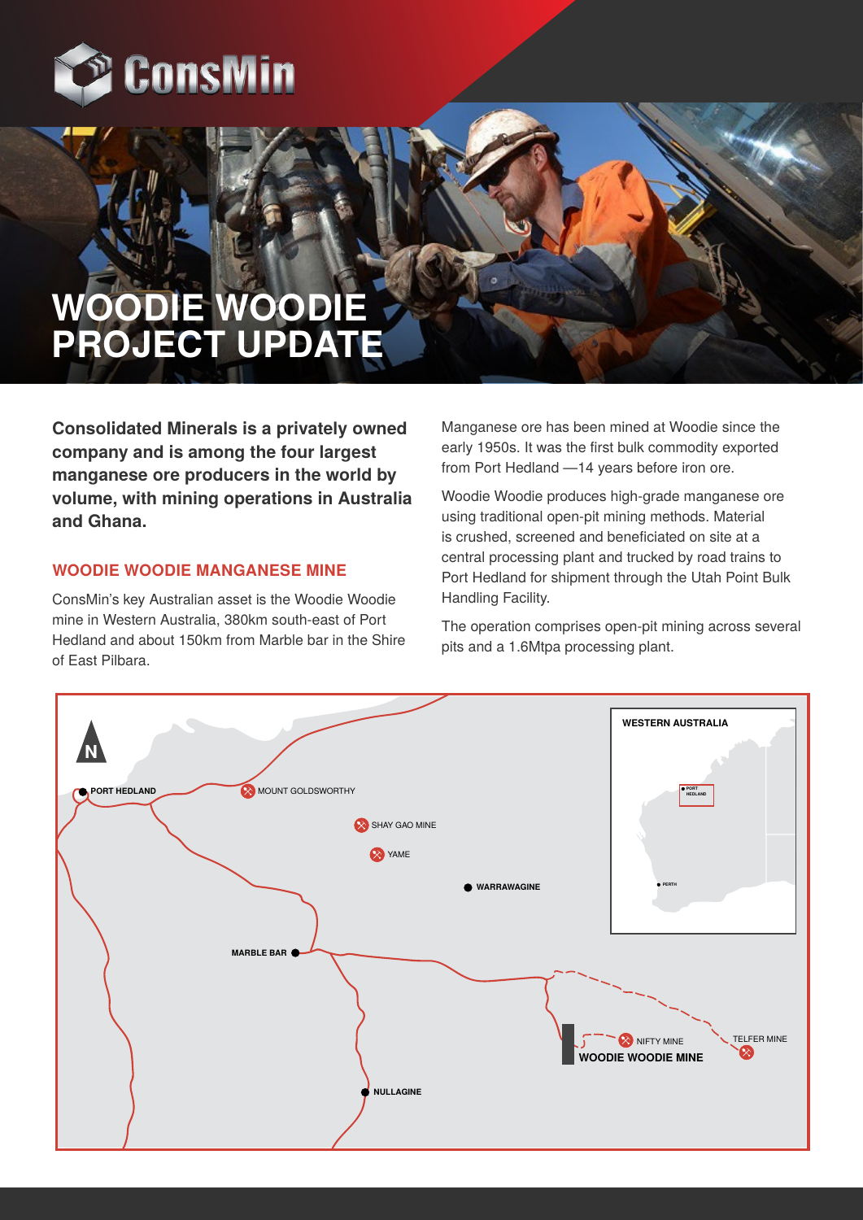ConsMin

# WOODIE WOODIE PROJECT UPDATE

**Consolidated Minerals is a privately owned company and is among the four largest manganese ore producers in the world by volume, with mining operations in Australia and Ghana.**

## WOODIE WOODIE MANGANESE MINE

ConsMin's key Australian asset is the Woodie Woodie mine in Western Australia, 380km south-east of Port Hedland and about 150km from Marble bar in the Shire of East Pilbara.

Manganese ore has been mined at Woodie since the early 1950s. It was the first bulk commodity exported from Port Hedland —14 years before iron ore.

Woodie Woodie produces high-grade manganese ore using traditional open-pit mining methods. Material is crushed, screened and beneficiated on site at a central processing plant and trucked by road trains to Port Hedland for shipment through the Utah Point Bulk Handling Facility.

The operation comprises open-pit mining across several pits and a 1.6Mtpa processing plant.

N

PORT HEDLAND

MOUNT GOLDSWORTHY

SHAY GAO MINE

YAME

WARRAWAGINE

MARBLE BAR

NIFTY MINE

TELFER MINE

WOODIE WOODIE MINE

NULLAGINE

WESTERN AUSTRALIA

PORT HEDLAND

PERTH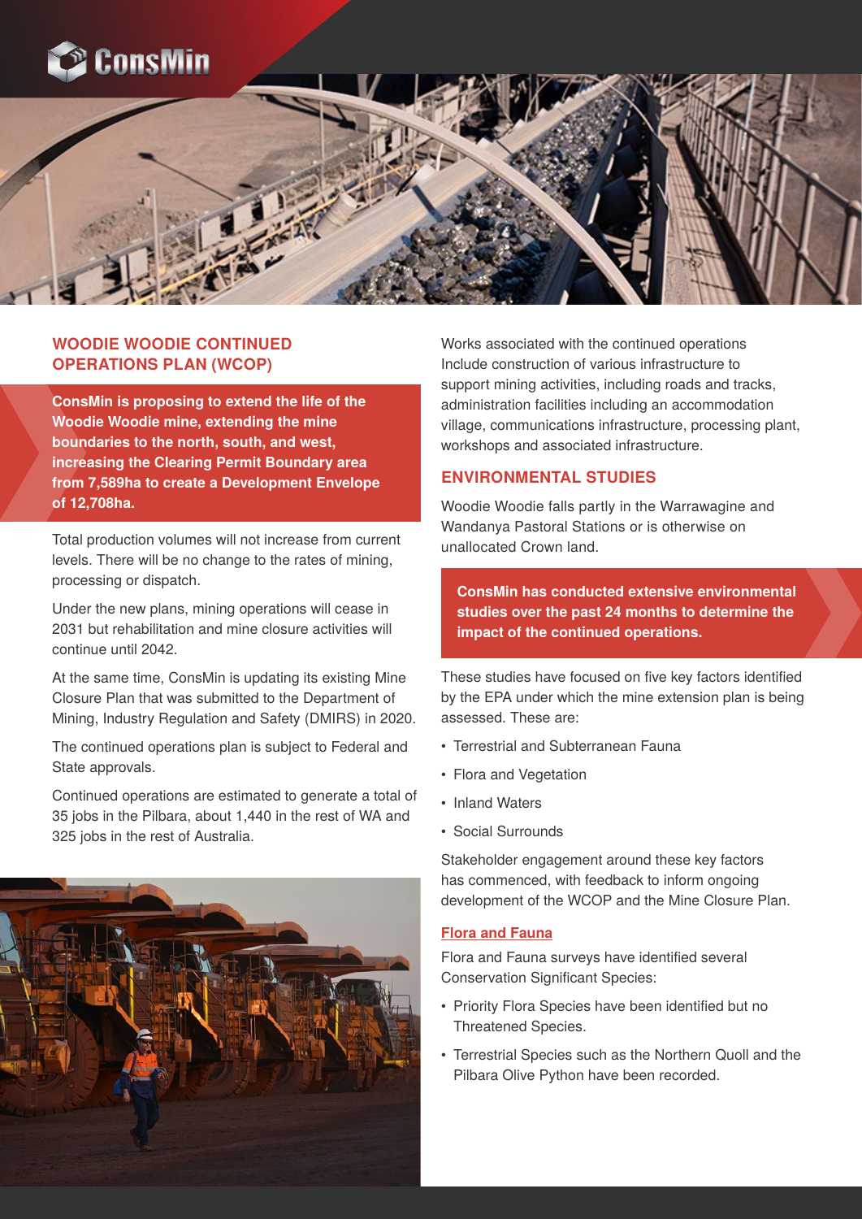## WOODIE WOODIE CONTINUED OPERATIONS PLAN (WCOP)

**ConsMin is proposing to extend the life of the Woodie Woodie mine, extending the mine boundaries to the north, south, and west, increasing the Clearing Permit Boundary area from 7,589ha to create a Development Envelope of 12,708ha.**

Total production volumes will not increase from current levels. There will be no change to the rates of mining, processing or dispatch.

Under the new plans, mining operations will cease in 2031 but rehabilitation and mine closure activities will continue until 2042.

At the same time, ConsMin is updating its existing Mine Closure Plan that was submitted to the Department of Mining, Industry Regulation and Safety (DMIRS) in 2020.

The continued operations plan is subject to Federal and State approvals.

Continued operations are estimated to generate a total of 35 jobs in the Pilbara, about 1,440 in the rest of WA and 325 jobs in the rest of Australia.

Works associated with the continued operations Include construction of various infrastructure to support mining activities, including roads and tracks, administration facilities including an accommodation village, communications infrastructure, processing plant, workshops and associated infrastructure.

## ENVIRONMENTAL STUDIES

Woodie Woodie falls partly in the Warrawagine and Wandanya Pastoral Stations or is otherwise on unallocated Crown land.

**ConsMin has conducted extensive environmental studies over the past 24 months to determine the impact of the continued operations.**

These studies have focused on five key factors identified by the EPA under which the mine extension plan is being assessed. These are:

- Terrestrial and Subterranean Fauna
- Flora and Vegetation
- Inland Waters
- Social Surrounds

Stakeholder engagement around these key factors has commenced, with feedback to inform ongoing development of the WCOP and the Mine Closure Plan.

### Flora and Fauna

Flora and Fauna surveys have identified several Conservation Significant Species:

- Priority Flora Species have been identified but no Threatened Species.
- Terrestrial Species such as the Northern Quoll and the Pilbara Olive Python have been recorded.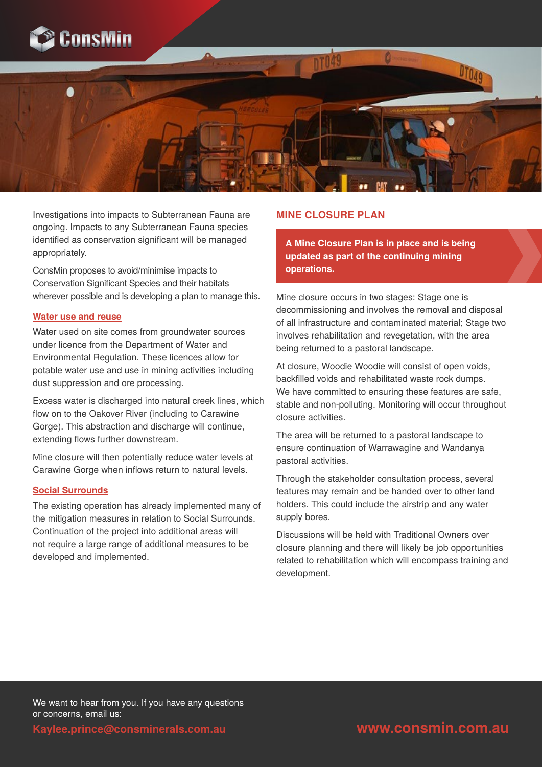Investigations into impacts to Subterranean Fauna are ongoing. Impacts to any Subterranean Fauna species identified as conservation significant will be managed appropriately.

ConsMin proposes to avoid/minimise impacts to Conservation Significant Species and their habitats wherever possible and is developing a plan to manage this.

### Water use and reuse

Water used on site comes from groundwater sources under licence from the Department of Water and Environmental Regulation. These licences allow for potable water use and use in mining activities including dust suppression and ore processing.

Excess water is discharged into natural creek lines, which flow on to the Oakover River (including to Carawine Gorge). This abstraction and discharge will continue, extending flows further downstream.

Mine closure will then potentially reduce water levels at Carawine Gorge when inflows return to natural levels.

### Social Surrounds

The existing operation has already implemented many of the mitigation measures in relation to Social Surrounds. Continuation of the project into additional areas will not require a large range of additional measures to be developed and implemented.

## MINE CLOSURE PLAN

**A Mine Closure Plan is in place and is being updated as part of the continuing mining operations.**

Mine closure occurs in two stages: Stage one is decommissioning and involves the removal and disposal of all infrastructure and contaminated material; Stage two involves rehabilitation and revegetation, with the area being returned to a pastoral landscape.

At closure, Woodie Woodie will consist of open voids, backfilled voids and rehabilitated waste rock dumps. We have committed to ensuring these features are safe, stable and non-polluting. Monitoring will occur throughout closure activities.

The area will be returned to a pastoral landscape to ensure continuation of Warrawagine and Wandanya pastoral activities.

Through the stakeholder consultation process, several features may remain and be handed over to other land holders. This could include the airstrip and any water supply bores.

Discussions will be held with Traditional Owners over closure planning and there will likely be job opportunities related to rehabilitation which will encompass training and development.

We want to hear from you. If you have any questions or concerns, email us:

**Kaylee.prince@consminerals.com.au**

**www.consmin.com.au**